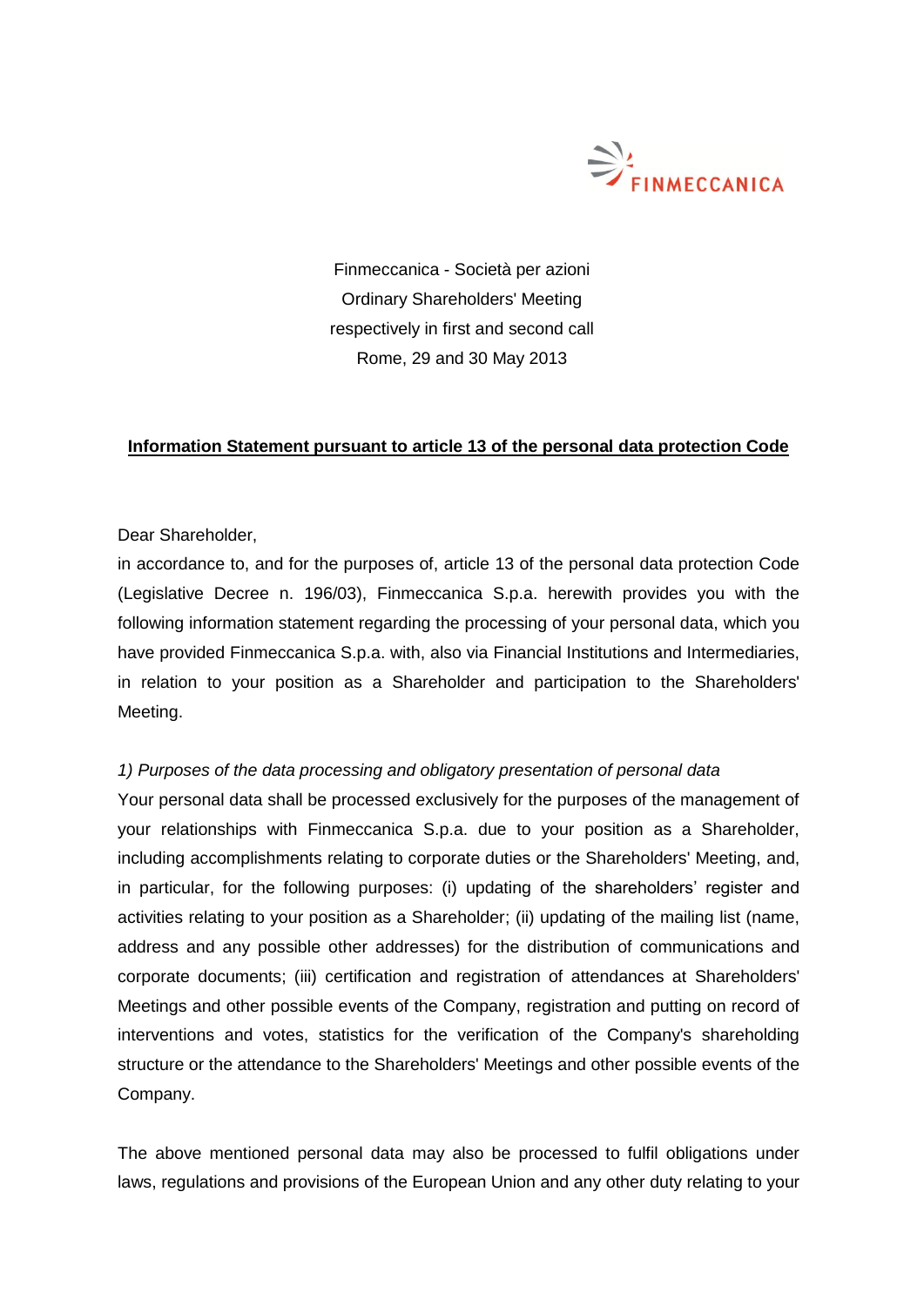FINMECCANICA

Finmeccanica - Società per azioni
Ordinary Shareholders' Meeting
respectively in first and second call
Rome, 29 and 30 May 2013

## **Information Statement pursuant to article 13 of the personal data protection Code**

Dear Shareholder,

in accordance to, and for the purposes of, article 13 of the personal data protection Code (Legislative Decree n. 196/03), Finmeccanica S.p.a. herewith provides you with the following information statement regarding the processing of your personal data, which you have provided Finmeccanica S.p.a. with, also via Financial Institutions and Intermediaries, in relation to your position as a Shareholder and participation to the Shareholders' Meeting.

*1) Purposes of the data processing and obligatory presentation of personal data*

Your personal data shall be processed exclusively for the purposes of the management of your relationships with Finmeccanica S.p.a. due to your position as a Shareholder, including accomplishments relating to corporate duties or the Shareholders' Meeting, and, in particular, for the following purposes: (i) updating of the shareholders' register and activities relating to your position as a Shareholder; (ii) updating of the mailing list (name, address and any possible other addresses) for the distribution of communications and corporate documents; (iii) certification and registration of attendances at Shareholders' Meetings and other possible events of the Company, registration and putting on record of interventions and votes, statistics for the verification of the Company's shareholding structure or the attendance to the Shareholders' Meetings and other possible events of the Company.

The above mentioned personal data may also be processed to fulfil obligations under laws, regulations and provisions of the European Union and any other duty relating to your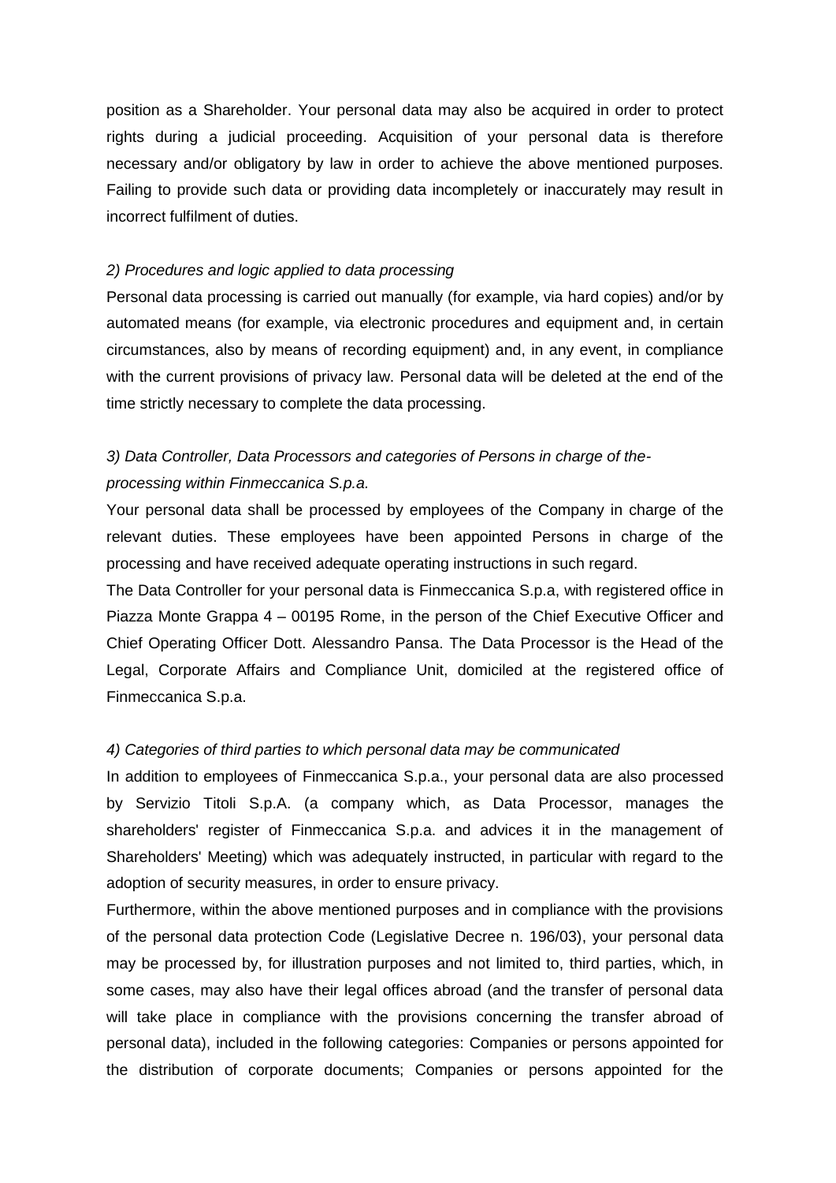position as a Shareholder. Your personal data may also be acquired in order to protect rights during a judicial proceeding. Acquisition of your personal data is therefore necessary and/or obligatory by law in order to achieve the above mentioned purposes. Failing to provide such data or providing data incompletely or inaccurately may result in incorrect fulfilment of duties.

*2) Procedures and logic applied to data processing*

Personal data processing is carried out manually (for example, via hard copies) and/or by automated means (for example, via electronic procedures and equipment and, in certain circumstances, also by means of recording equipment) and, in any event, in compliance with the current provisions of privacy law. Personal data will be deleted at the end of the time strictly necessary to complete the data processing.

*3) Data Controller, Data Processors and categories of Persons in charge of the-processing within Finmeccanica S.p.a.*

Your personal data shall be processed by employees of the Company in charge of the relevant duties. These employees have been appointed Persons in charge of the processing and have received adequate operating instructions in such regard.

The Data Controller for your personal data is Finmeccanica S.p.a, with registered office in Piazza Monte Grappa 4 – 00195 Rome, in the person of the Chief Executive Officer and Chief Operating Officer Dott. Alessandro Pansa. The Data Processor is the Head of the Legal, Corporate Affairs and Compliance Unit, domiciled at the registered office of Finmeccanica S.p.a.

*4) Categories of third parties to which personal data may be communicated*

In addition to employees of Finmeccanica S.p.a., your personal data are also processed by Servizio Titoli S.p.A. (a company which, as Data Processor, manages the shareholders' register of Finmeccanica S.p.a. and advices it in the management of Shareholders' Meeting) which was adequately instructed, in particular with regard to the adoption of security measures, in order to ensure privacy.

Furthermore, within the above mentioned purposes and in compliance with the provisions of the personal data protection Code (Legislative Decree n. 196/03), your personal data may be processed by, for illustration purposes and not limited to, third parties, which, in some cases, may also have their legal offices abroad (and the transfer of personal data will take place in compliance with the provisions concerning the transfer abroad of personal data), included in the following categories: Companies or persons appointed for the distribution of corporate documents; Companies or persons appointed for the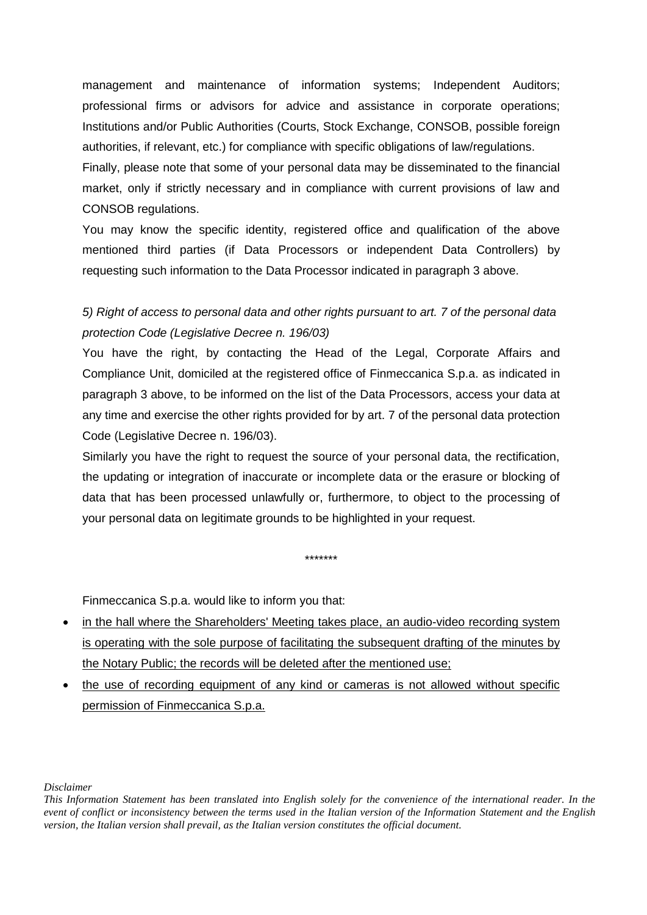management and maintenance of information systems; Independent Auditors; professional firms or advisors for advice and assistance in corporate operations; Institutions and/or Public Authorities (Courts, Stock Exchange, CONSOB, possible foreign authorities, if relevant, etc.) for compliance with specific obligations of law/regulations.

Finally, please note that some of your personal data may be disseminated to the financial market, only if strictly necessary and in compliance with current provisions of law and CONSOB regulations.

You may know the specific identity, registered office and qualification of the above mentioned third parties (if Data Processors or independent Data Controllers) by requesting such information to the Data Processor indicated in paragraph 3 above.

*5) Right of access to personal data and other rights pursuant to art. 7 of the personal data protection Code (Legislative Decree n. 196/03)*

You have the right, by contacting the Head of the Legal, Corporate Affairs and Compliance Unit, domiciled at the registered office of Finmeccanica S.p.a. as indicated in paragraph 3 above, to be informed on the list of the Data Processors, access your data at any time and exercise the other rights provided for by art. 7 of the personal data protection Code (Legislative Decree n. 196/03).

Similarly you have the right to request the source of your personal data, the rectification, the updating or integration of inaccurate or incomplete data or the erasure or blocking of data that has been processed unlawfully or, furthermore, to object to the processing of your personal data on legitimate grounds to be highlighted in your request.

*******

Finmeccanica S.p.a. would like to inform you that:

- <u>in the hall where the Shareholders' Meeting takes place, an audio-video recording system is operating with the sole purpose of facilitating the subsequent drafting of the minutes by the Notary Public; the records will be deleted after the mentioned use;</u>
- <u>the use of recording equipment of any kind or cameras is not allowed without specific permission of Finmeccanica S.p.a.</u>

*Disclaimer*

*This Information Statement has been translated into English solely for the convenience of the international reader. In the event of conflict or inconsistency between the terms used in the Italian version of the Information Statement and the English version, the Italian version shall prevail, as the Italian version constitutes the official document.*